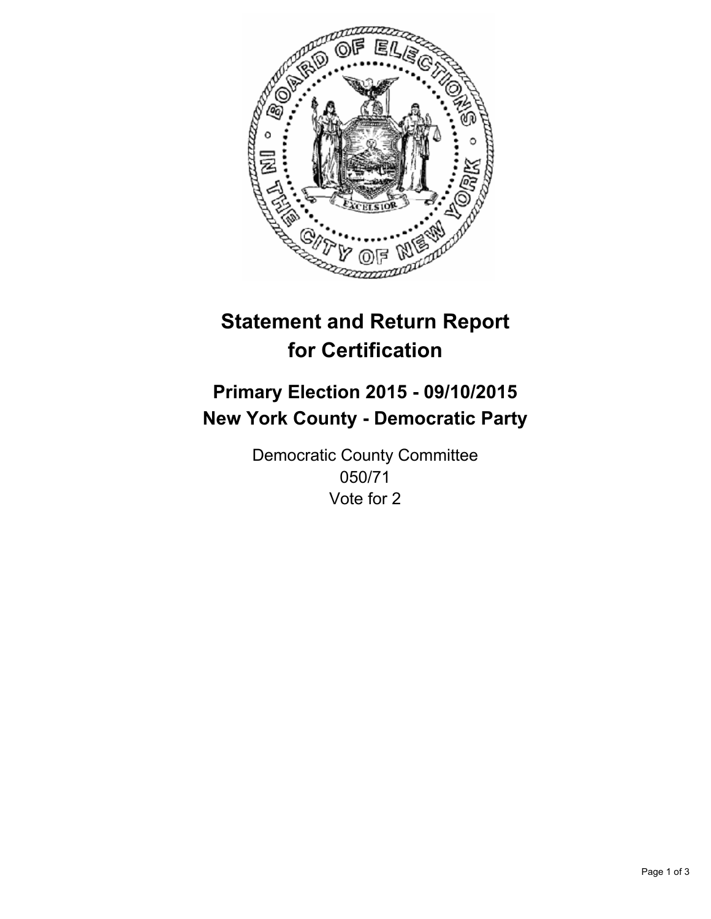# Statement and Return Report for Certification

## Primary Election 2015 - 09/10/2015
## New York County - Democratic Party

Democratic County Committee
050/71
Vote for 2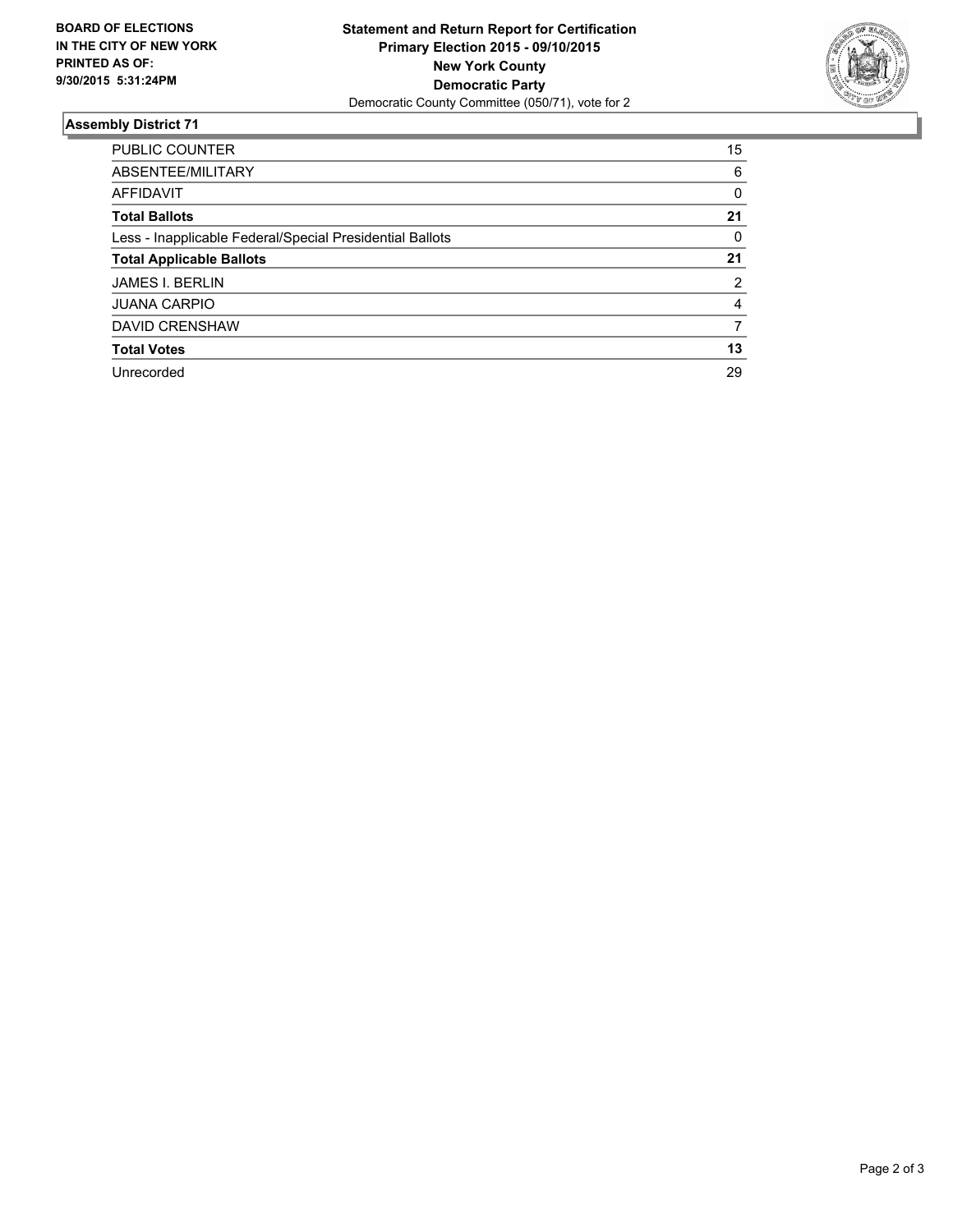**BOARD OF ELECTIONS IN THE CITY OF NEW YORK PRINTED AS OF: 9/30/2015 5:31:24PM**

**Statement and Return Report for Certification**
**Primary Election 2015 - 09/10/2015**
**New York County**
**Democratic Party**
Democratic County Committee (050/71), vote for 2

## Assembly District 71

| | |
|---|---|
| PUBLIC COUNTER | 15 |
| ABSENTEE/MILITARY | 6 |
| AFFIDAVIT | 0 |
| **Total Ballots** | **21** |
| Less - Inapplicable Federal/Special Presidential Ballots | 0 |
| **Total Applicable Ballots** | **21** |
| JAMES I. BERLIN | 2 |
| JUANA CARPIO | 4 |
| DAVID CRENSHAW | 7 |
| **Total Votes** | **13** |
| Unrecorded | 29 |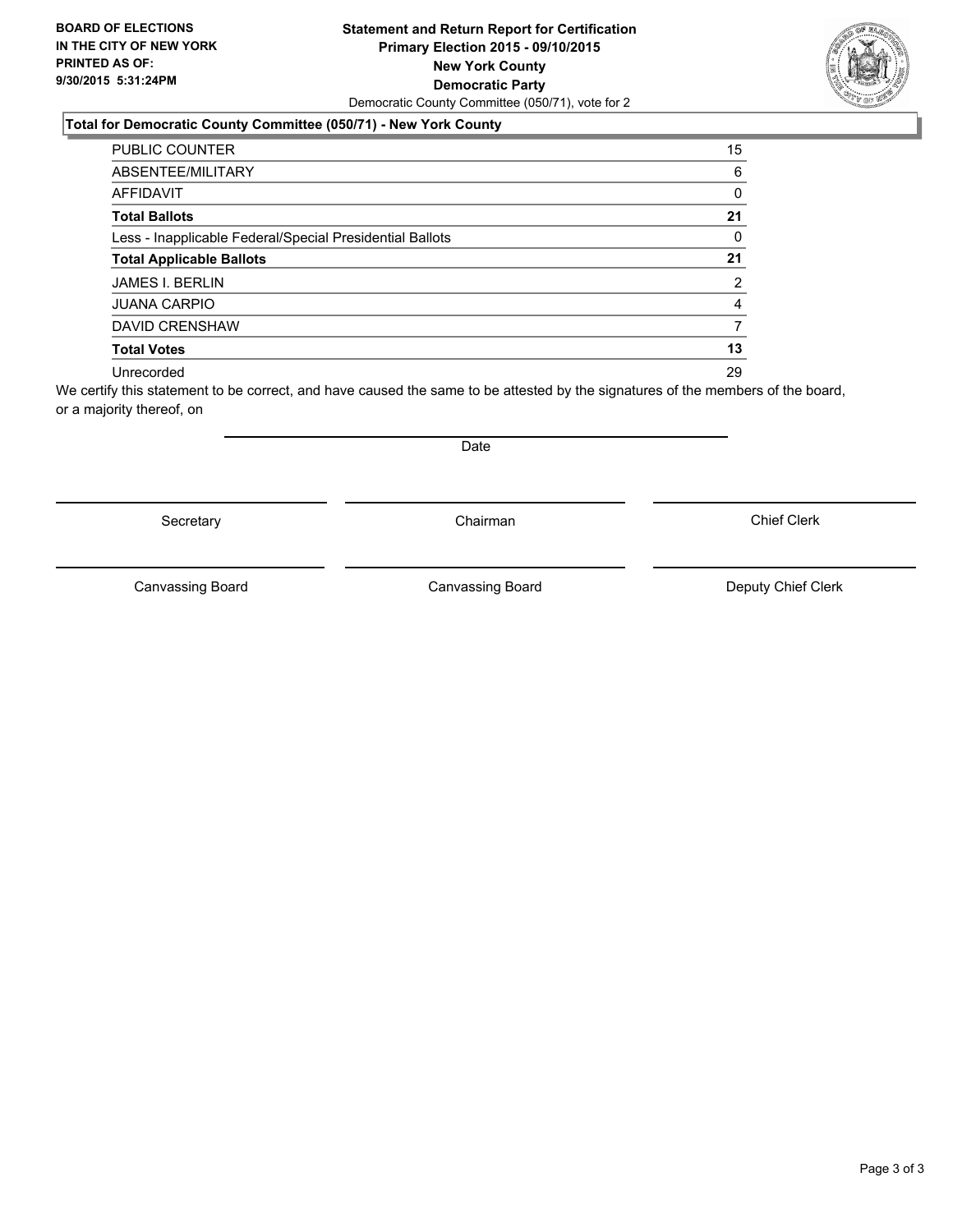**BOARD OF ELECTIONS IN THE CITY OF NEW YORK PRINTED AS OF: 9/30/2015 5:31:24PM**

**Statement and Return Report for Certification**
**Primary Election 2015 - 09/10/2015**
**New York County**
**Democratic Party**
Democratic County Committee (050/71), vote for 2

**Total for Democratic County Committee (050/71) - New York County**

| | |
|---|---|
| PUBLIC COUNTER | 15 |
| ABSENTEE/MILITARY | 6 |
| AFFIDAVIT | 0 |
| **Total Ballots** | **21** |
| Less - Inapplicable Federal/Special Presidential Ballots | 0 |
| **Total Applicable Ballots** | **21** |
| JAMES I. BERLIN | 2 |
| JUANA CARPIO | 4 |
| DAVID CRENSHAW | 7 |
| **Total Votes** | **13** |
| Unrecorded | 29 |

We certify this statement to be correct, and have caused the same to be attested by the signatures of the members of the board, or a majority thereof, on

Date

Secretary | Chairman | Chief Clerk

Canvassing Board | Canvassing Board | Deputy Chief Clerk